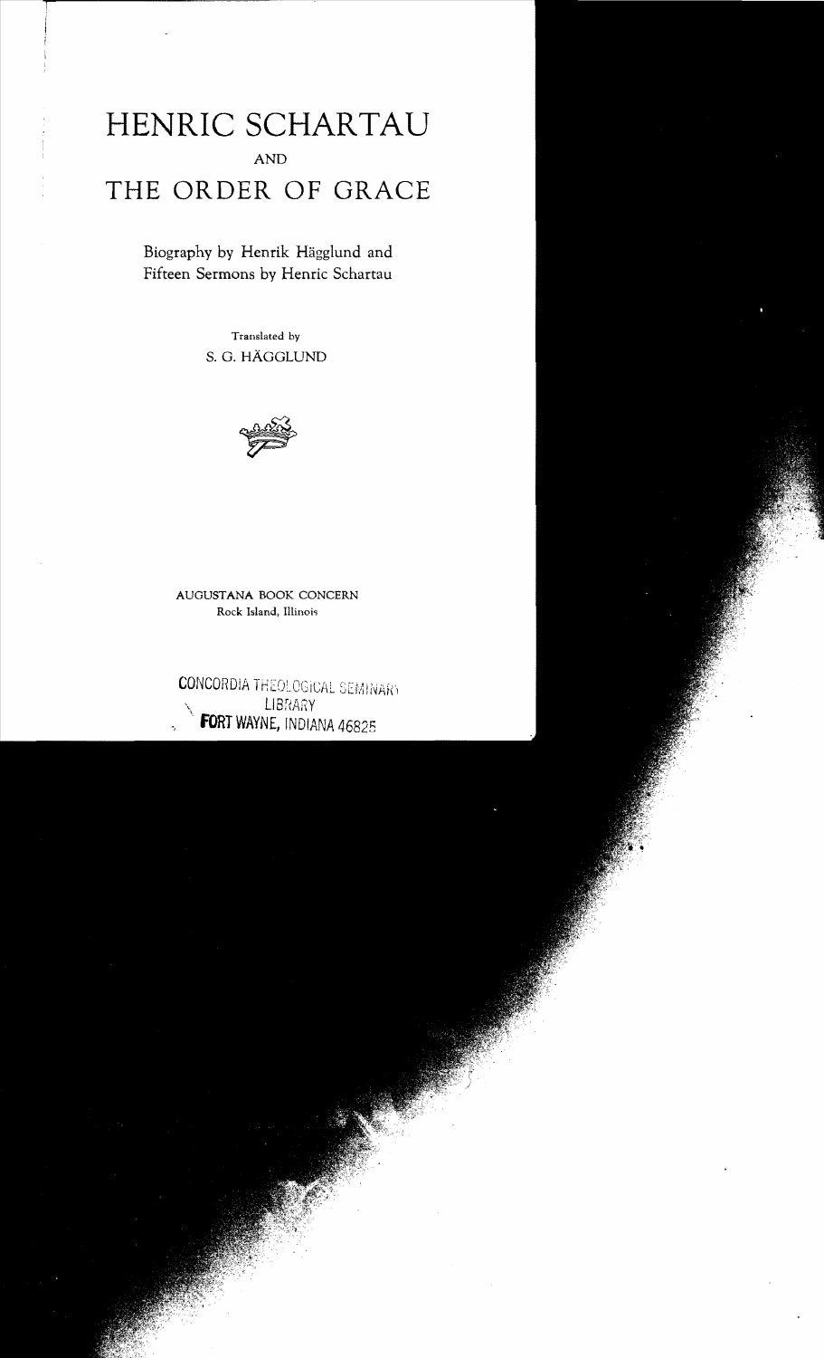# HENRIC SCHARTAU

AND

# THE ORDER OF GRACE

Biography by Henrik Hägglund and
Fifteen Sermons by Henric Schartau

Translated by
S. G. HÄGGLUND

AUGUSTANA BOOK CONCERN
Rock Island, Illinois

CONCORDIA THEOLOGICAL SEMINARY
LIBRARY
FORT WAYNE, INDIANA 46825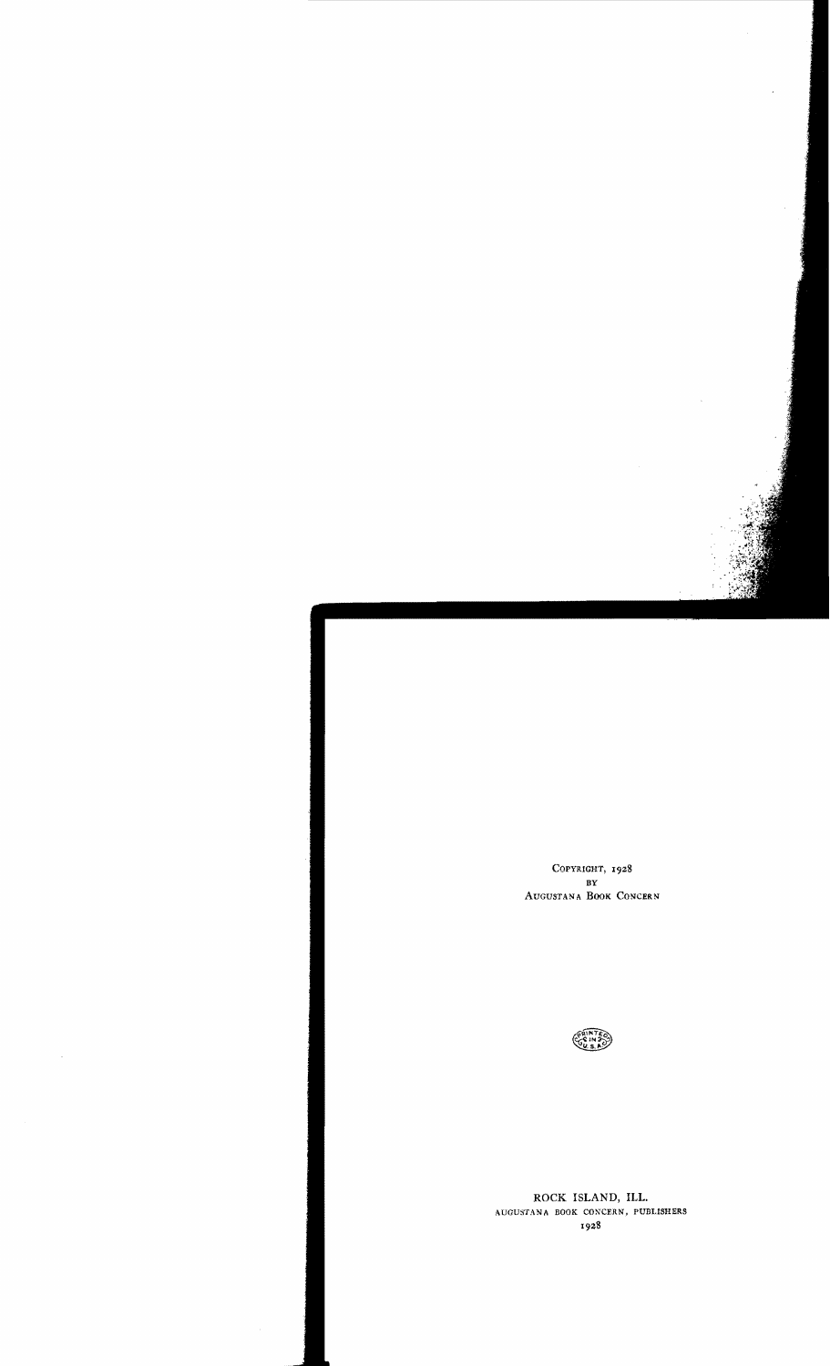COPYRIGHT, 1928
BY
AUGUSTANA BOOK CONCERN

PRINTED IN U.S.A.

ROCK ISLAND, ILL.
AUGUSTANA BOOK CONCERN, PUBLISHERS
1928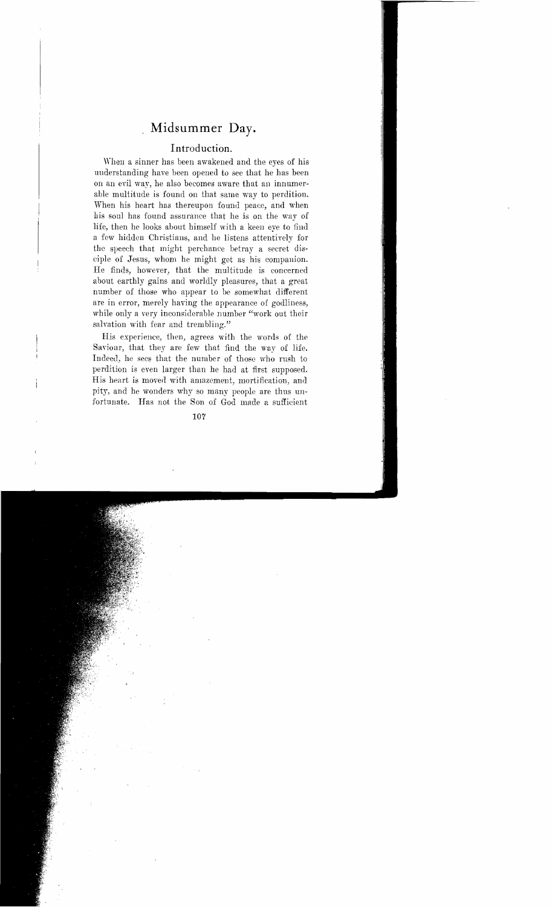# Midsummer Day.

## Introduction.

When a sinner has been awakened and the eyes of his understanding have been opened to see that he has been on an evil way, he also becomes aware that an innumerable multitude is found on that same way to perdition. When his heart has thereupon found peace, and when his soul has found assurance that he is on the way of life, then he looks about himself with a keen eye to find a few hidden Christians, and he listens attentively for the speech that might perchance betray a secret disciple of Jesus, whom he might get as his companion. He finds, however, that the multitude is concerned about earthly gains and worldly pleasures, that a great number of those who appear to be somewhat different are in error, merely having the appearance of godliness, while only a very inconsiderable number "work out their salvation with fear and trembling."

His experience, then, agrees with the words of the Saviour, that they are few that find the way of life. Indeed, he sees that the number of those who rush to perdition is even larger than he had at first supposed. His heart is moved with amazement, mortification, and pity, and he wonders why so many people are thus unfortunate. Has not the Son of God made a sufficient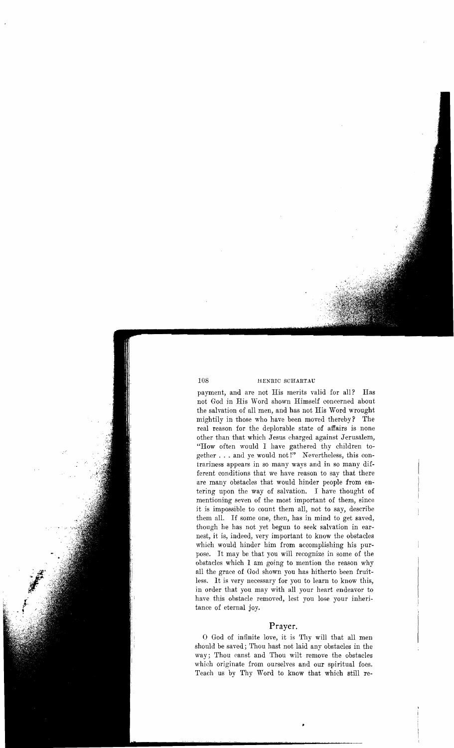payment, and are not His merits valid for all? Has not God in His Word shown Himself concerned about the salvation of all men, and has not His Word wrought mightily in those who have been moved thereby? The real reason for the deplorable state of affairs is none other than that which Jesus charged against Jerusalem, "How often would I have gathered thy children together . . . and ye would not!" Nevertheless, this contrariness appears in so many ways and in so many different conditions that we have reason to say that there are many obstacles that would hinder people from entering upon the way of salvation. I have thought of mentioning seven of the most important of them, since it is impossible to count them all, not to say, describe them all. If some one, then, has in mind to get saved, though he has not yet begun to seek salvation in earnest, it is, indeed, very important to know the obstacles which would hinder him from accomplishing his purpose. It may be that you will recognize in some of the obstacles which I am going to mention the reason why all the grace of God shown you has hitherto been fruitless. It is very necessary for you to learn to know this, in order that you may with all your heart endeavor to have this obstacle removed, lest you lose your inheritance of eternal joy.

## Prayer.

O God of infinite love, it is Thy will that all men should be saved; Thou hast not laid any obstacles in the way; Thou canst and Thou wilt remove the obstacles which originate from ourselves and our spiritual foes. Teach us by Thy Word to know that which still re-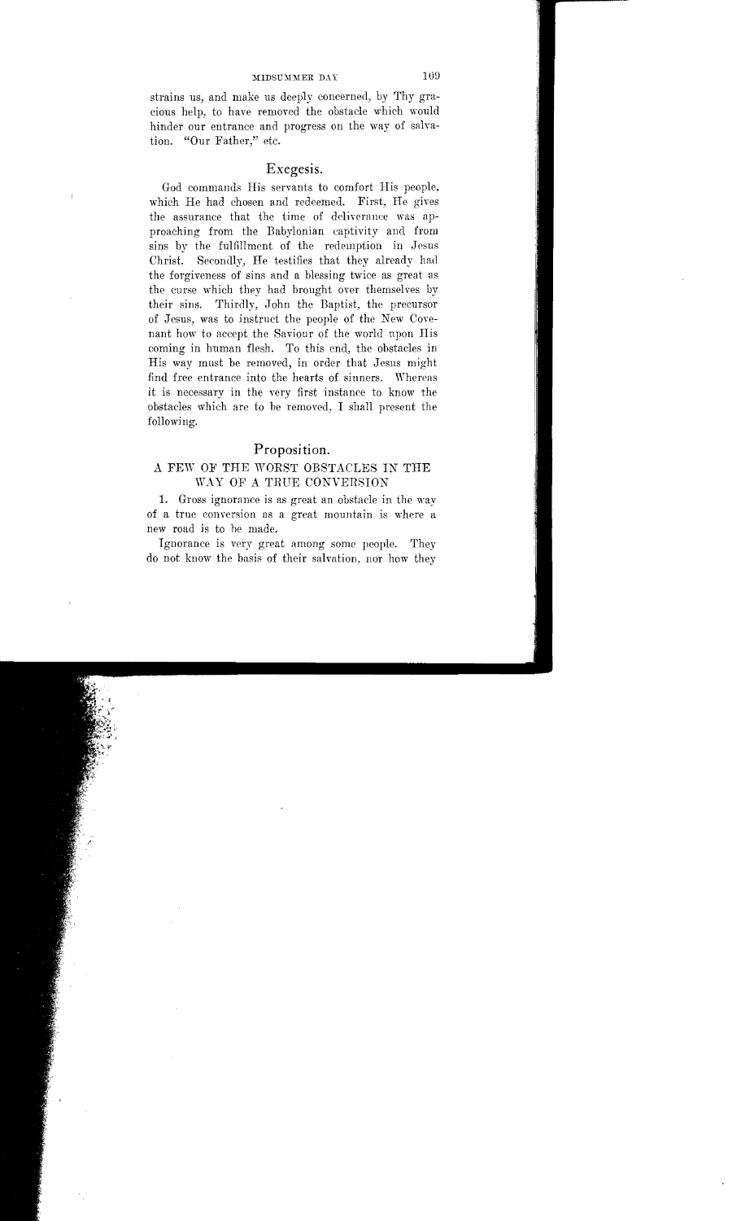strains us, and make us deeply concerned, by Thy gracious help, to have removed the obstacle which would hinder our entrance and progress on the way of salvation. "Our Father," etc.

## Exegesis.

God commands His servants to comfort His people, which He had chosen and redeemed. First, He gives the assurance that the time of deliverance was approaching from the Babylonian captivity and from sins by the fulfillment of the redemption in Jesus Christ. Secondly, He testifies that they already had the forgiveness of sins and a blessing twice as great as the curse which they had brought over themselves by their sins. Thirdly, John the Baptist, the precursor of Jesus, was to instruct the people of the New Covenant how to accept the Saviour of the world upon His coming in human flesh. To this end, the obstacles in His way must be removed, in order that Jesus might find free entrance into the hearts of sinners. Whereas it is necessary in the very first instance to know the obstacles which are to be removed, I shall present the following.

## Proposition.

### A FEW OF THE WORST OBSTACLES IN THE WAY OF A TRUE CONVERSION

1. Gross ignorance is as great an obstacle in the way of a true conversion as a great mountain is where a new road is to be made.

Ignorance is very great among some people. They do not know the basis of their salvation, nor how they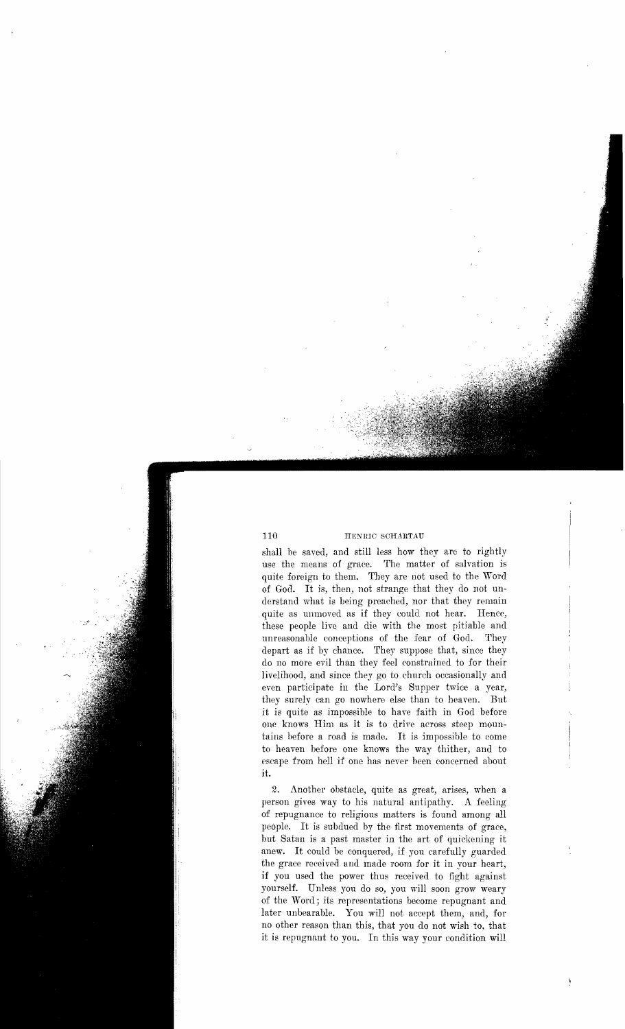shall be saved, and still less how they are to rightly use the means of grace. The matter of salvation is quite foreign to them. They are not used to the Word of God. It is, then, not strange that they do not understand what is being preached, nor that they remain quite as unmoved as if they could not hear. Hence, these people live and die with the most pitiable and unreasonable conceptions of the fear of God. They depart as if by chance. They suppose that, since they do no more evil than they feel constrained to for their livelihood, and since they go to church occasionally and even participate in the Lord's Supper twice a year, they surely can go nowhere else than to heaven. But it is quite as impossible to have faith in God before one knows Him as it is to drive across steep mountains before a road is made. It is impossible to come to heaven before one knows the way thither, and to escape from hell if one has never been concerned about it.

2. Another obstacle, quite as great, arises, when a person gives way to his natural antipathy. A feeling of repugnance to religious matters is found among all people. It is subdued by the first movements of grace, but Satan is a past master in the art of quickening it anew. It could be conquered, if you carefully guarded the grace received and made room for it in your heart, if you used the power thus received to fight against yourself. Unless you do so, you will soon grow weary of the Word; its representations become repugnant and later unbearable. You will not accept them, and, for no other reason than this, that you do not wish to, that it is repugnant to you. In this way your condition will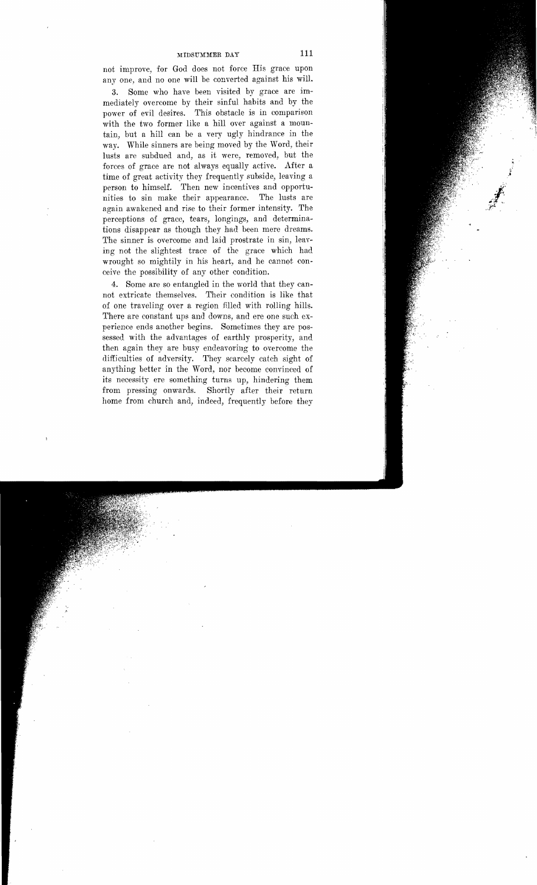not improve, for God does not force His grace upon any one, and no one will be converted against his will.

3. Some who have been visited by grace are immediately overcome by their sinful habits and by the power of evil desires. This obstacle is in comparison with the two former like a hill over against a mountain, but a hill can be a very ugly hindrance in the way. While sinners are being moved by the Word, their lusts are subdued and, as it were, removed, but the forces of grace are not always equally active. After a time of great activity they frequently subside, leaving a person to himself. Then new incentives and opportunities to sin make their appearance. The lusts are again awakened and rise to their former intensity. The perceptions of grace, tears, longings, and determinations disappear as though they had been mere dreams. The sinner is overcome and laid prostrate in sin, leaving not the slightest trace of the grace which had wrought so mightily in his heart, and he cannot conceive the possibility of any other condition.

4. Some are so entangled in the world that they cannot extricate themselves. Their condition is like that of one traveling over a region filled with rolling hills. There are constant ups and downs, and ere one such experience ends another begins. Sometimes they are possessed with the advantages of earthly prosperity, and then again they are busy endeavoring to overcome the difficulties of adversity. They scarcely catch sight of anything better in the Word, nor become convinced of its necessity ere something turns up, hindering them from pressing onwards. Shortly after their return home from church and, indeed, frequently before they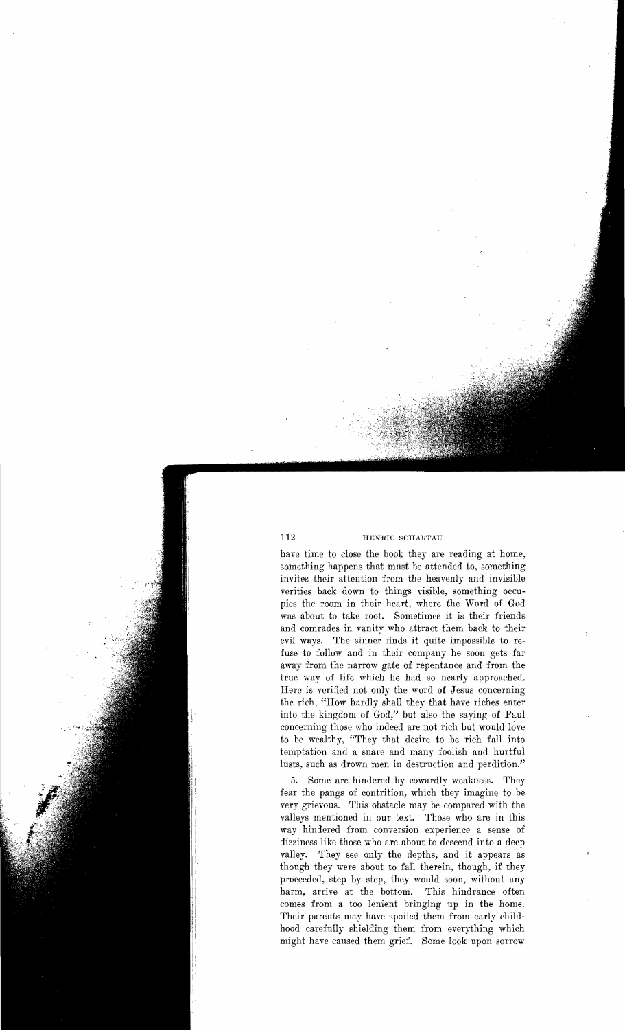have time to close the book they are reading at home, something happens that must be attended to, something invites their attention from the heavenly and invisible verities back down to things visible, something occupies the room in their heart, where the Word of God was about to take root. Sometimes it is their friends and comrades in vanity who attract them back to their evil ways. The sinner finds it quite impossible to refuse to follow and in their company he soon gets far away from the narrow gate of repentance and from the true way of life which he had so nearly approached. Here is verified not only the word of Jesus concerning the rich, "How hardly shall they that have riches enter into the kingdom of God," but also the saying of Paul concerning those who indeed are not rich but would love to be wealthy, "They that desire to be rich fall into temptation and a snare and many foolish and hurtful lusts, such as drown men in destruction and perdition."

5. Some are hindered by cowardly weakness. They fear the pangs of contrition, which they imagine to be very grievous. This obstacle may be compared with the valleys mentioned in our text. Those who are in this way hindered from conversion experience a sense of dizziness like those who are about to descend into a deep valley. They see only the depths, and it appears as though they were about to fall therein, though, if they proceeded, step by step, they would soon, without any harm, arrive at the bottom. This hindrance often comes from a too lenient bringing up in the home. Their parents may have spoiled them from early childhood carefully shielding them from everything which might have caused them grief. Some look upon sorrow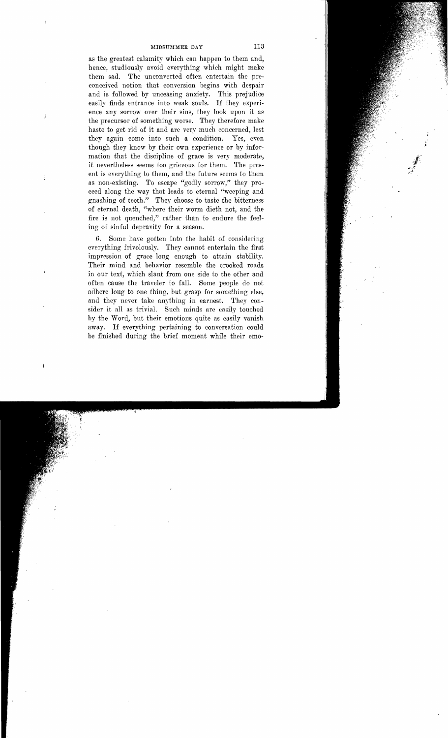as the greatest calamity which can happen to them and, hence, studiously avoid everything which might make them sad. The unconverted often entertain the preconceived notion that conversion begins with despair and is followed by unceasing anxiety. This prejudice easily finds entrance into weak souls. If they experience any sorrow over their sins, they look upon it as the precursor of something worse. They therefore make haste to get rid of it and are very much concerned, lest they again come into such a condition. Yes, even though they know by their own experience or by information that the discipline of grace is very moderate, it nevertheless seems too grievous for them. The present is everything to them, and the future seems to them as non-existing. To escape "godly sorrow," they proceed along the way that leads to eternal "weeping and gnashing of teeth." They choose to taste the bitterness of eternal death, "where their worm dieth not, and the fire is not quenched," rather than to endure the feeling of sinful depravity for a season.

6. Some have gotten into the habit of considering everything frivolously. They cannot entertain the first impression of grace long enough to attain stability. Their mind and behavior resemble the crooked roads in our text, which slant from one side to the other and often cause the traveler to fall. Some people do not adhere long to one thing, but grasp for something else, and they never take anything in earnest. They consider it all as trivial. Such minds are easily touched by the Word, but their emotions quite as easily vanish away. If everything pertaining to conversation could be finished during the brief moment while their emo-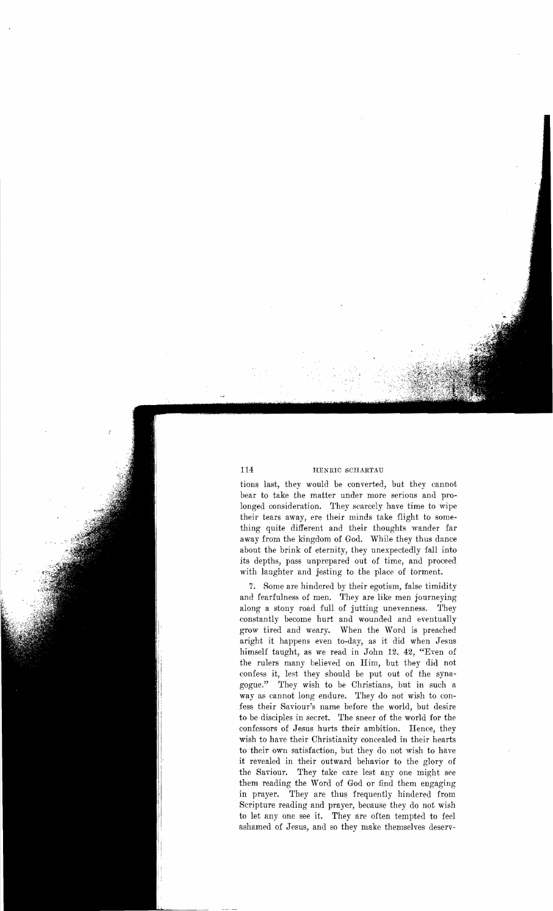tions last, they would be converted, but they cannot bear to take the matter under more serious and prolonged consideration. They scarcely have time to wipe their tears away, ere their minds take flight to something quite different and their thoughts wander far away from the kingdom of God. While they thus dance about the brink of eternity, they unexpectedly fall into its depths, pass unprepared out of time, and proceed with laughter and jesting to the place of torment.

7. Some are hindered by their egotism, false timidity and fearfulness of men. They are like men journeying along a stony road full of jutting unevenness. They constantly become hurt and wounded and eventually grow tired and weary. When the Word is preached aright it happens even to-day, as it did when Jesus himself taught, as we read in John 12. 42, "Even of the rulers many believed on Him, but they did not confess it, lest they should be put out of the synagogue." They wish to be Christians, but in such a way as cannot long endure. They do not wish to confess their Saviour's name before the world, but desire to be disciples in secret. The sneer of the world for the confessors of Jesus hurts their ambition. Hence, they wish to have their Christianity concealed in their hearts to their own satisfaction, but they do not wish to have it revealed in their outward behavior to the glory of the Saviour. They take care lest any one might see them reading the Word of God or find them engaging in prayer. They are thus frequently hindered from Scripture reading and prayer, because they do not wish to let any one see it. They are often tempted to feel ashamed of Jesus, and so they make themselves deserv-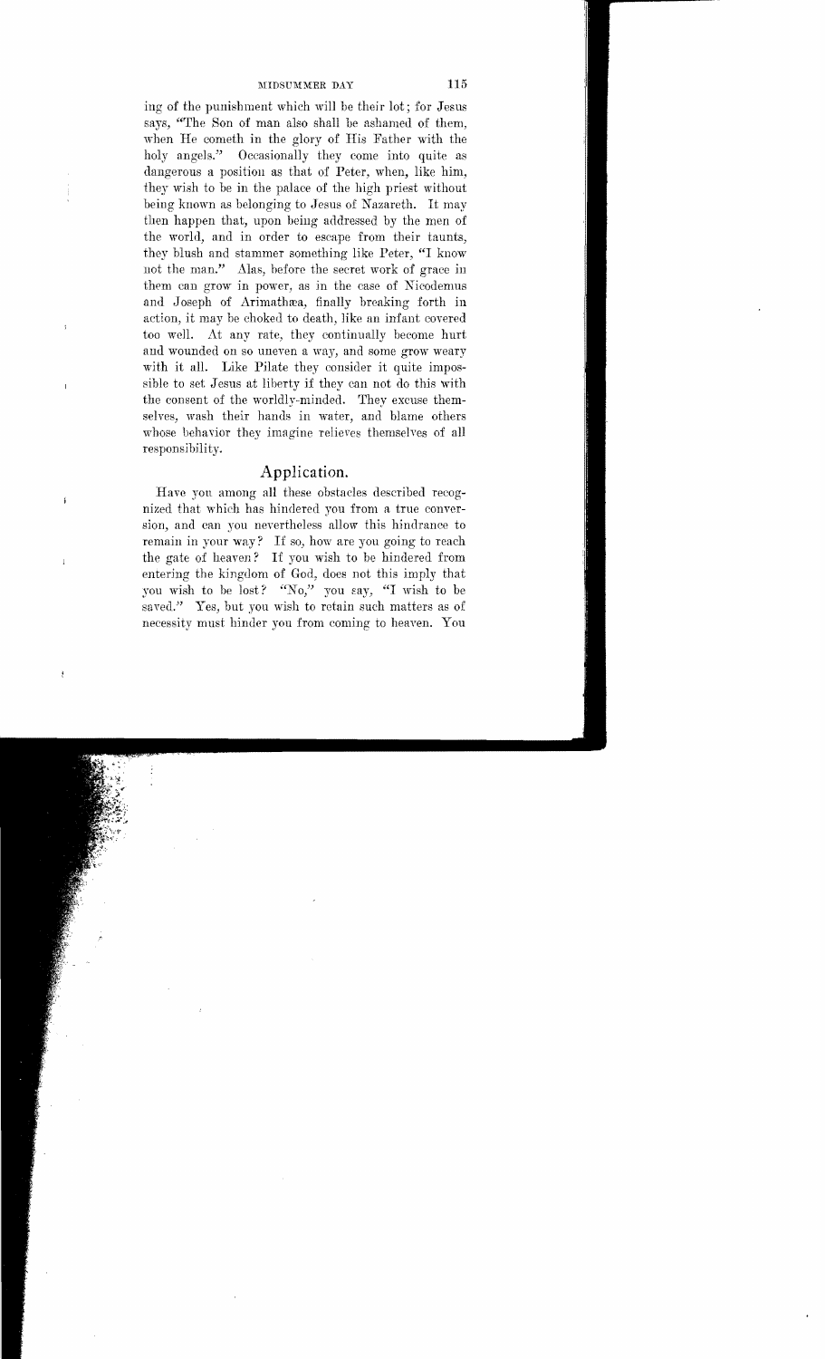ing of the punishment which will be their lot; for Jesus says, "The Son of man also shall be ashamed of them, when He cometh in the glory of His Father with the holy angels." Occasionally they come into quite as dangerous a position as that of Peter, when, like him, they wish to be in the palace of the high priest without being known as belonging to Jesus of Nazareth. It may then happen that, upon being addressed by the men of the world, and in order to escape from their taunts, they blush and stammer something like Peter, "I know not the man." Alas, before the secret work of grace in them can grow in power, as in the case of Nicodemus and Joseph of Arimathæa, finally breaking forth in action, it may be choked to death, like an infant covered too well. At any rate, they continually become hurt and wounded on so uneven a way, and some grow weary with it all. Like Pilate they consider it quite impossible to set Jesus at liberty if they can not do this with the consent of the worldly-minded. They excuse themselves, wash their hands in water, and blame others whose behavior they imagine relieves themselves of all responsibility.

## Application.

Have you among all these obstacles described recognized that which has hindered you from a true conversion, and can you nevertheless allow this hindrance to remain in your way? If so, how are you going to reach the gate of heaven? If you wish to be hindered from entering the kingdom of God, does not this imply that you wish to be lost? "No," you say, "I wish to be saved." Yes, but you wish to retain such matters as of necessity must hinder you from coming to heaven. You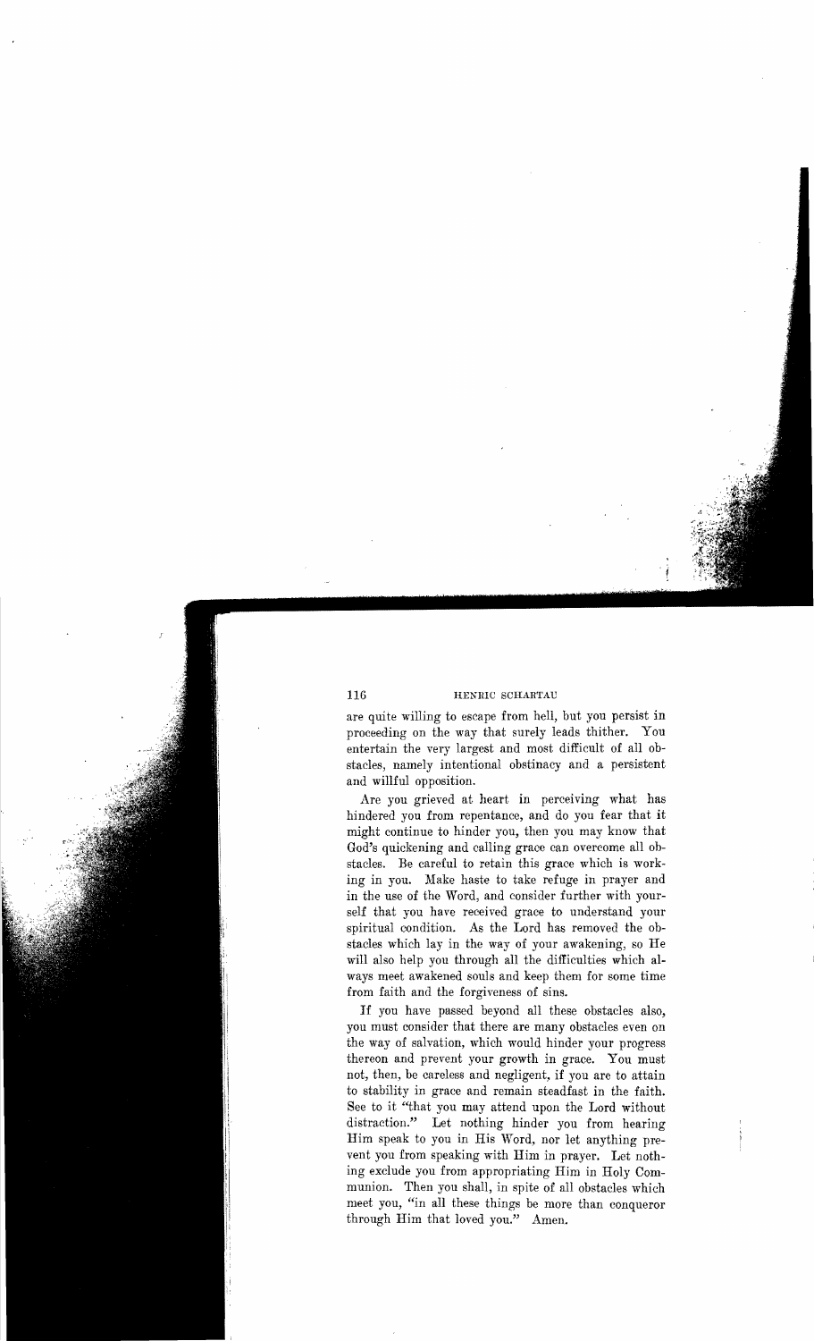are quite willing to escape from hell, but you persist in proceeding on the way that surely leads thither. You entertain the very largest and most difficult of all obstacles, namely intentional obstinacy and a persistent and willful opposition.

Are you grieved at heart in perceiving what has hindered you from repentance, and do you fear that it might continue to hinder you, then you may know that God's quickening and calling grace can overcome all obstacles. Be careful to retain this grace which is working in you. Make haste to take refuge in prayer and in the use of the Word, and consider further with yourself that you have received grace to understand your spiritual condition. As the Lord has removed the obstacles which lay in the way of your awakening, so He will also help you through all the difficulties which always meet awakened souls and keep them for some time from faith and the forgiveness of sins.

If you have passed beyond all these obstacles also, you must consider that there are many obstacles even on the way of salvation, which would hinder your progress thereon and prevent your growth in grace. You must not, then, be careless and negligent, if you are to attain to stability in grace and remain steadfast in the faith. See to it "that you may attend upon the Lord without distraction." Let nothing hinder you from hearing Him speak to you in His Word, nor let anything prevent you from speaking with Him in prayer. Let nothing exclude you from appropriating Him in Holy Communion. Then you shall, in spite of all obstacles which meet you, "in all these things be more than conqueror through Him that loved you." Amen.